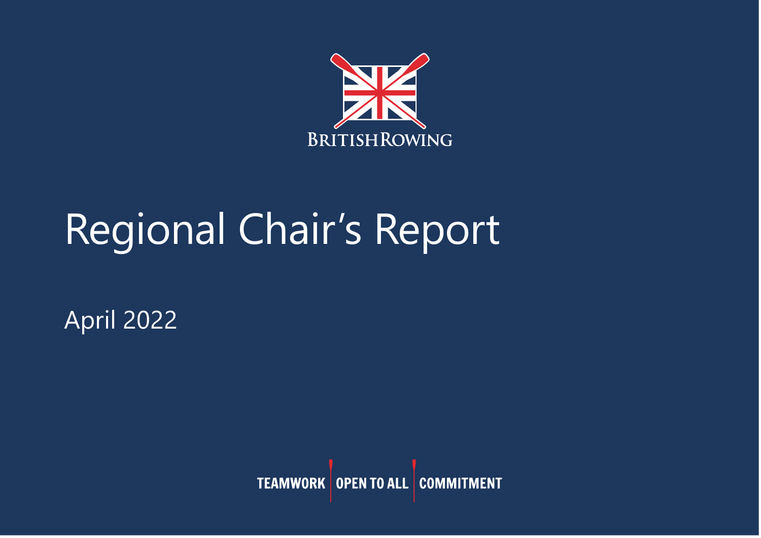BRITISHROWING

# Regional Chair's Report

April 2022

TEAMWORK | OPEN TO ALL | COMMITMENT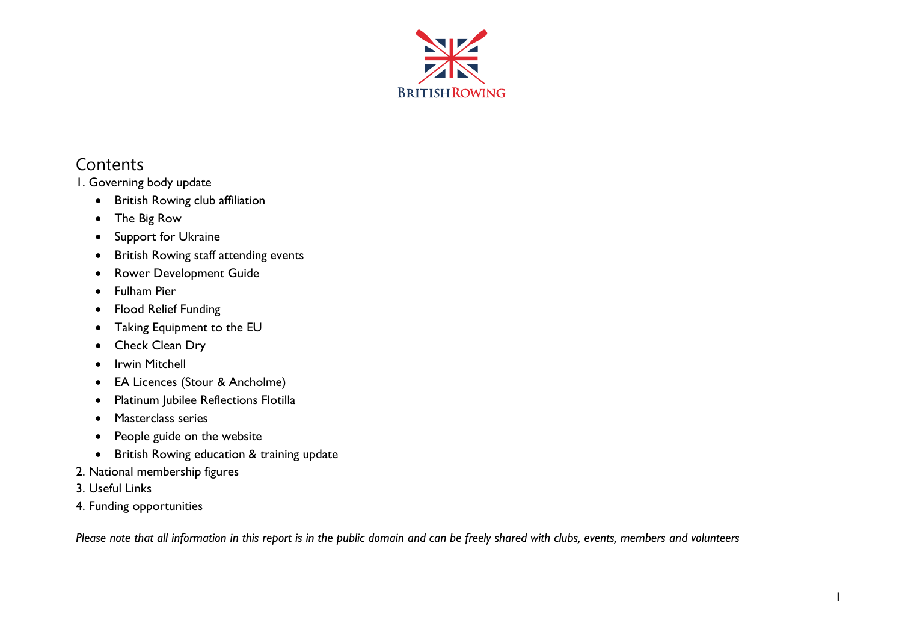## Contents

1. Governing body update
    - British Rowing club affiliation
    - The Big Row
    - Support for Ukraine
    - British Rowing staff attending events
    - Rower Development Guide
    - Fulham Pier
    - Flood Relief Funding
    - Taking Equipment to the EU
    - Check Clean Dry
    - Irwin Mitchell
    - EA Licences (Stour & Ancholme)
    - Platinum Jubilee Reflections Flotilla
    - Masterclass series
    - People guide on the website
    - British Rowing education & training update
2. National membership figures
3. Useful Links
4. Funding opportunities

*Please note that all information in this report is in the public domain and can be freely shared with clubs, events, members and volunteers*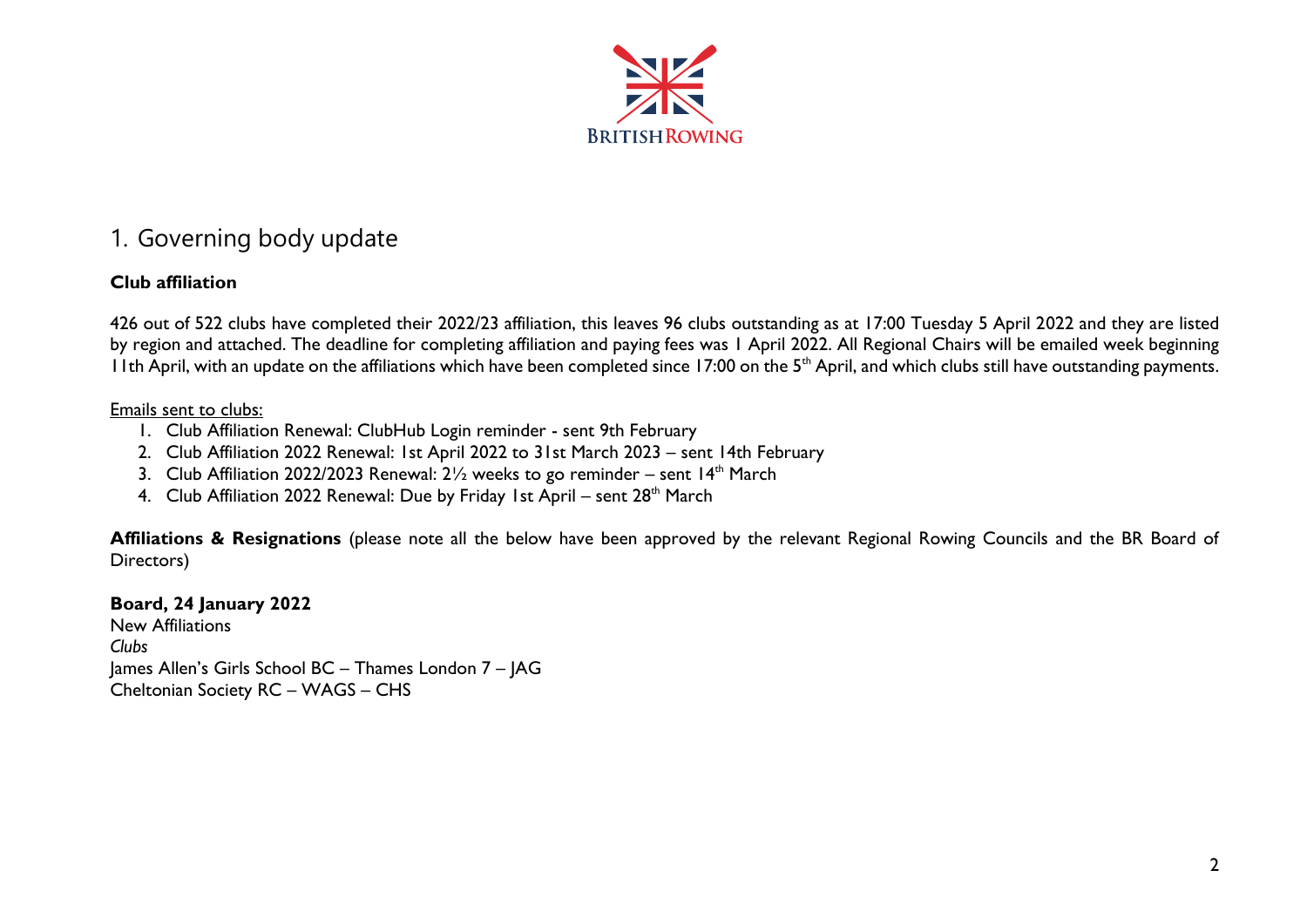# 1. Governing body update

**Club affiliation**

426 out of 522 clubs have completed their 2022/23 affiliation, this leaves 96 clubs outstanding as at 17:00 Tuesday 5 April 2022 and they are listed by region and attached. The deadline for completing affiliation and paying fees was 1 April 2022. All Regional Chairs will be emailed week beginning 11th April, with an update on the affiliations which have been completed since 17:00 on the 5th April, and which clubs still have outstanding payments.

<u>Emails sent to clubs:</u>

1. Club Affiliation Renewal: ClubHub Login reminder - sent 9th February
2. Club Affiliation 2022 Renewal: 1st April 2022 to 31st March 2023 – sent 14th February
3. Club Affiliation 2022/2023 Renewal: 2½ weeks to go reminder – sent 14th March
4. Club Affiliation 2022 Renewal: Due by Friday 1st April – sent 28th March

**Affiliations & Resignations** (please note all the below have been approved by the relevant Regional Rowing Councils and the BR Board of Directors)

**Board, 24 January 2022**
New Affiliations
*Clubs*
James Allen's Girls School BC – Thames London 7 – JAG
Cheltonian Society RC – WAGS – CHS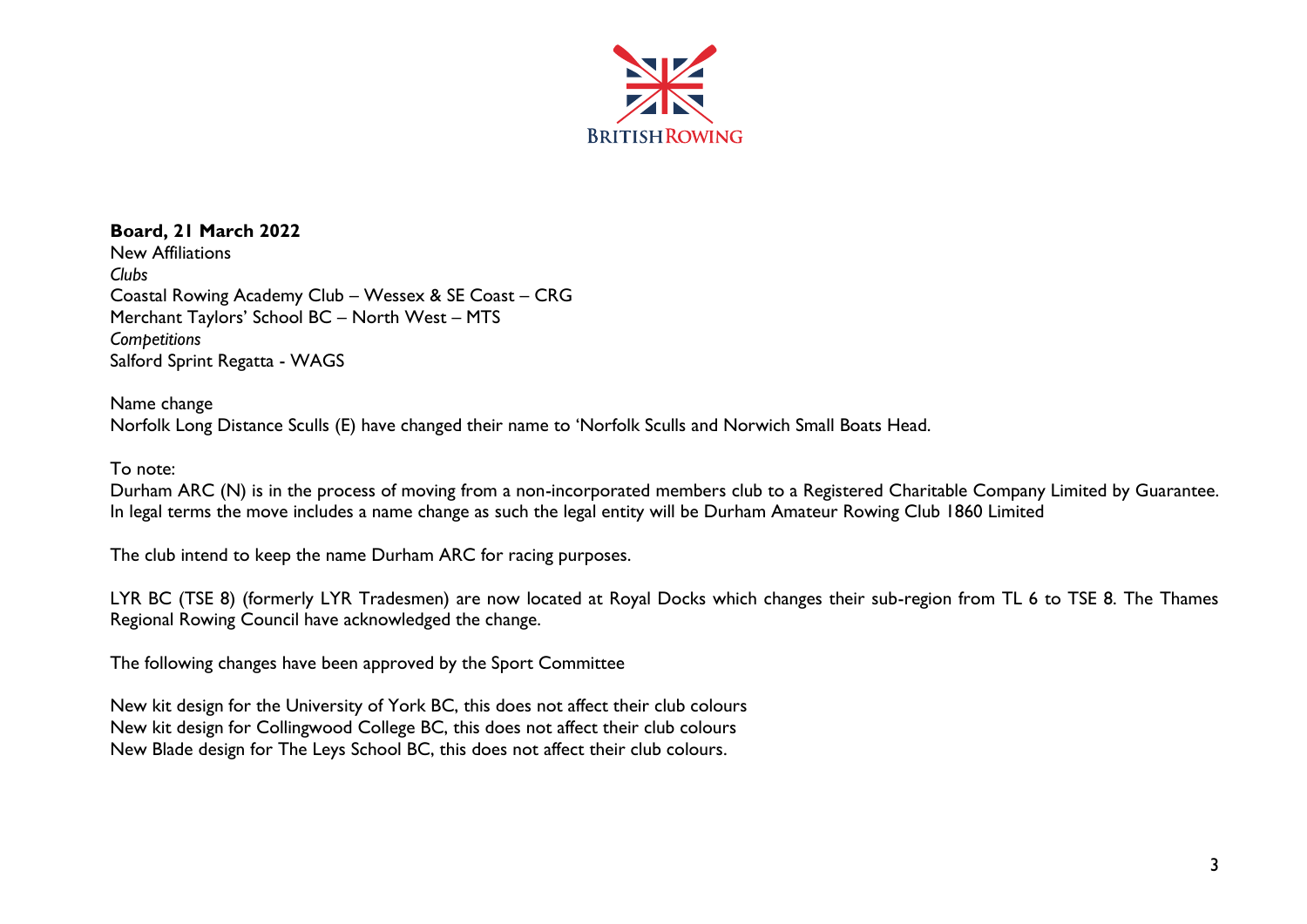**Board, 21 March 2022**

New Affiliations

*Clubs*

Coastal Rowing Academy Club – Wessex & SE Coast – CRG

Merchant Taylors' School BC – North West – MTS

*Competitions*

Salford Sprint Regatta - WAGS

Name change

Norfolk Long Distance Sculls (E) have changed their name to 'Norfolk Sculls and Norwich Small Boats Head.

To note:

Durham ARC (N) is in the process of moving from a non-incorporated members club to a Registered Charitable Company Limited by Guarantee. In legal terms the move includes a name change as such the legal entity will be Durham Amateur Rowing Club 1860 Limited

The club intend to keep the name Durham ARC for racing purposes.

LYR BC (TSE 8) (formerly LYR Tradesmen) are now located at Royal Docks which changes their sub-region from TL 6 to TSE 8. The Thames Regional Rowing Council have acknowledged the change.

The following changes have been approved by the Sport Committee

New kit design for the University of York BC, this does not affect their club colours

New kit design for Collingwood College BC, this does not affect their club colours

New Blade design for The Leys School BC, this does not affect their club colours.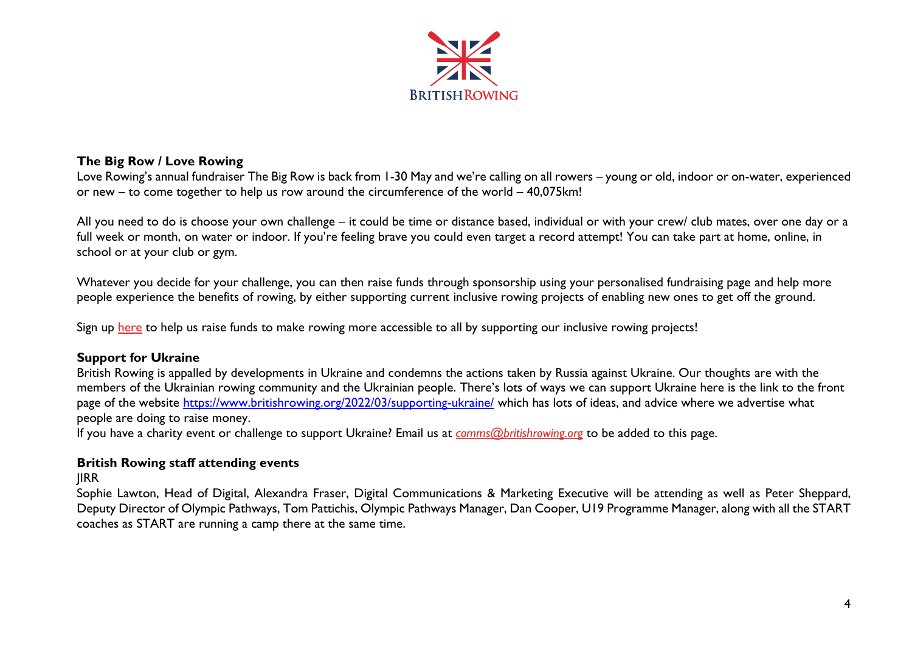**The Big Row / Love Rowing**

Love Rowing's annual fundraiser The Big Row is back from 1-30 May and we're calling on all rowers – young or old, indoor or on-water, experienced or new – to come together to help us row around the circumference of the world – 40,075km!

All you need to do is choose your own challenge – it could be time or distance based, individual or with your crew/ club mates, over one day or a full week or month, on water or indoor. If you're feeling brave you could even target a record attempt! You can take part at home, online, in school or at your club or gym.

Whatever you decide for your challenge, you can then raise funds through sponsorship using your personalised fundraising page and help more people experience the benefits of rowing, by either supporting current inclusive rowing projects of enabling new ones to get off the ground.

Sign up here to help us raise funds to make rowing more accessible to all by supporting our inclusive rowing projects!

**Support for Ukraine**

British Rowing is appalled by developments in Ukraine and condemns the actions taken by Russia against Ukraine. Our thoughts are with the members of the Ukrainian rowing community and the Ukrainian people. There's lots of ways we can support Ukraine here is the link to the front page of the website https://www.britishrowing.org/2022/03/supporting-ukraine/ which has lots of ideas, and advice where we advertise what people are doing to raise money.

If you have a charity event or challenge to support Ukraine? Email us at *comms@britishrowing.org* to be added to this page.

**British Rowing staff attending events**

JIRR

Sophie Lawton, Head of Digital, Alexandra Fraser, Digital Communications & Marketing Executive will be attending as well as Peter Sheppard, Deputy Director of Olympic Pathways, Tom Pattichis, Olympic Pathways Manager, Dan Cooper, U19 Programme Manager, along with all the START coaches as START are running a camp there at the same time.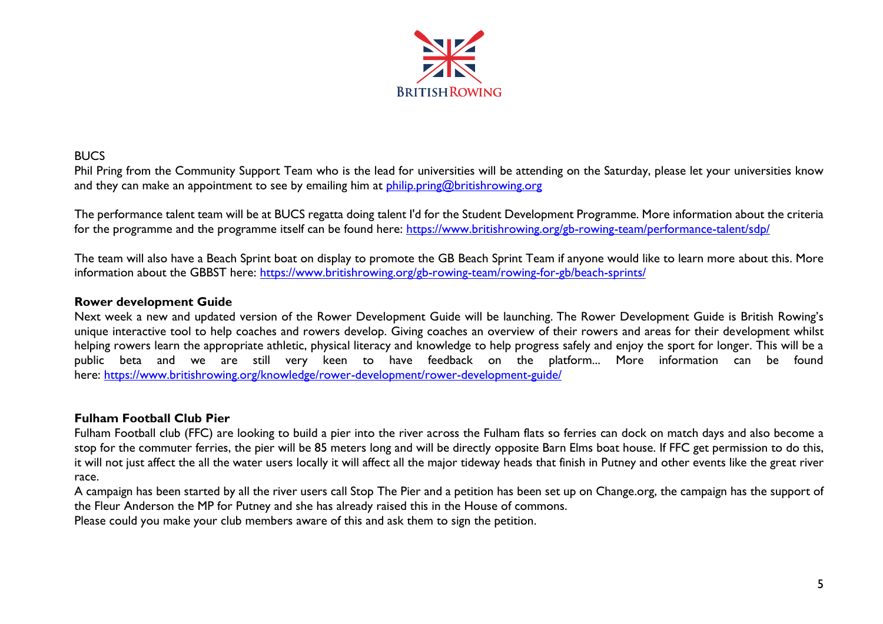BUCS

Phil Pring from the Community Support Team who is the lead for universities will be attending on the Saturday, please let your universities know and they can make an appointment to see by emailing him at philip.pring@britishrowing.org

The performance talent team will be at BUCS regatta doing talent I'd for the Student Development Programme. More information about the criteria for the programme and the programme itself can be found here: https://www.britishrowing.org/gb-rowing-team/performance-talent/sdp/

The team will also have a Beach Sprint boat on display to promote the GB Beach Sprint Team if anyone would like to learn more about this. More information about the GBBST here: https://www.britishrowing.org/gb-rowing-team/rowing-for-gb/beach-sprints/

**Rower development Guide**

Next week a new and updated version of the Rower Development Guide will be launching. The Rower Development Guide is British Rowing's unique interactive tool to help coaches and rowers develop. Giving coaches an overview of their rowers and areas for their development whilst helping rowers learn the appropriate athletic, physical literacy and knowledge to help progress safely and enjoy the sport for longer. This will be a public beta and we are still very keen to have feedback on the platform... More information can be found here: https://www.britishrowing.org/knowledge/rower-development/rower-development-guide/

**Fulham Football Club Pier**

Fulham Football club (FFC) are looking to build a pier into the river across the Fulham flats so ferries can dock on match days and also become a stop for the commuter ferries, the pier will be 85 meters long and will be directly opposite Barn Elms boat house. If FFC get permission to do this, it will not just affect the all the water users locally it will affect all the major tideway heads that finish in Putney and other events like the great river race.

A campaign has been started by all the river users call Stop The Pier and a petition has been set up on Change.org, the campaign has the support of the Fleur Anderson the MP for Putney and she has already raised this in the House of commons.

Please could you make your club members aware of this and ask them to sign the petition.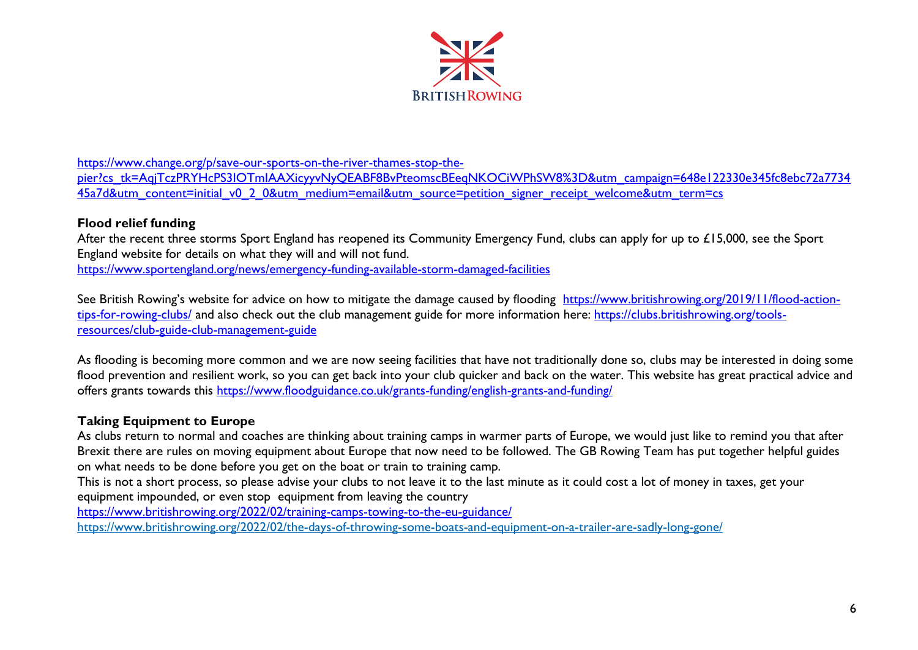https://www.change.org/p/save-our-sports-on-the-river-thames-stop-the-pier?cs_tk=AqjTczPRYHcPS3IOTmIAAXicyyvNyQEABF8BvPteomscBEeqNKOCiWPhSW8%3D&utm_campaign=648e122330e345fc8ebc72a773445a7d&utm_content=initial_v0_2_0&utm_medium=email&utm_source=petition_signer_receipt_welcome&utm_term=cs

**Flood relief funding**

After the recent three storms Sport England has reopened its Community Emergency Fund, clubs can apply for up to £15,000, see the Sport England website for details on what they will and will not fund.
https://www.sportengland.org/news/emergency-funding-available-storm-damaged-facilities

See British Rowing's website for advice on how to mitigate the damage caused by flooding https://www.britishrowing.org/2019/11/flood-action-tips-for-rowing-clubs/ and also check out the club management guide for more information here: https://clubs.britishrowing.org/tools-resources/club-guide-club-management-guide

As flooding is becoming more common and we are now seeing facilities that have not traditionally done so, clubs may be interested in doing some flood prevention and resilient work, so you can get back into your club quicker and back on the water. This website has great practical advice and offers grants towards this https://www.floodguidance.co.uk/grants-funding/english-grants-and-funding/

**Taking Equipment to Europe**

As clubs return to normal and coaches are thinking about training camps in warmer parts of Europe, we would just like to remind you that after Brexit there are rules on moving equipment about Europe that now need to be followed. The GB Rowing Team has put together helpful guides on what needs to be done before you get on the boat or train to training camp.

This is not a short process, so please advise your clubs to not leave it to the last minute as it could cost a lot of money in taxes, get your equipment impounded, or even stop equipment from leaving the country
https://www.britishrowing.org/2022/02/training-camps-towing-to-the-eu-guidance/
https://www.britishrowing.org/2022/02/the-days-of-throwing-some-boats-and-equipment-on-a-trailer-are-sadly-long-gone/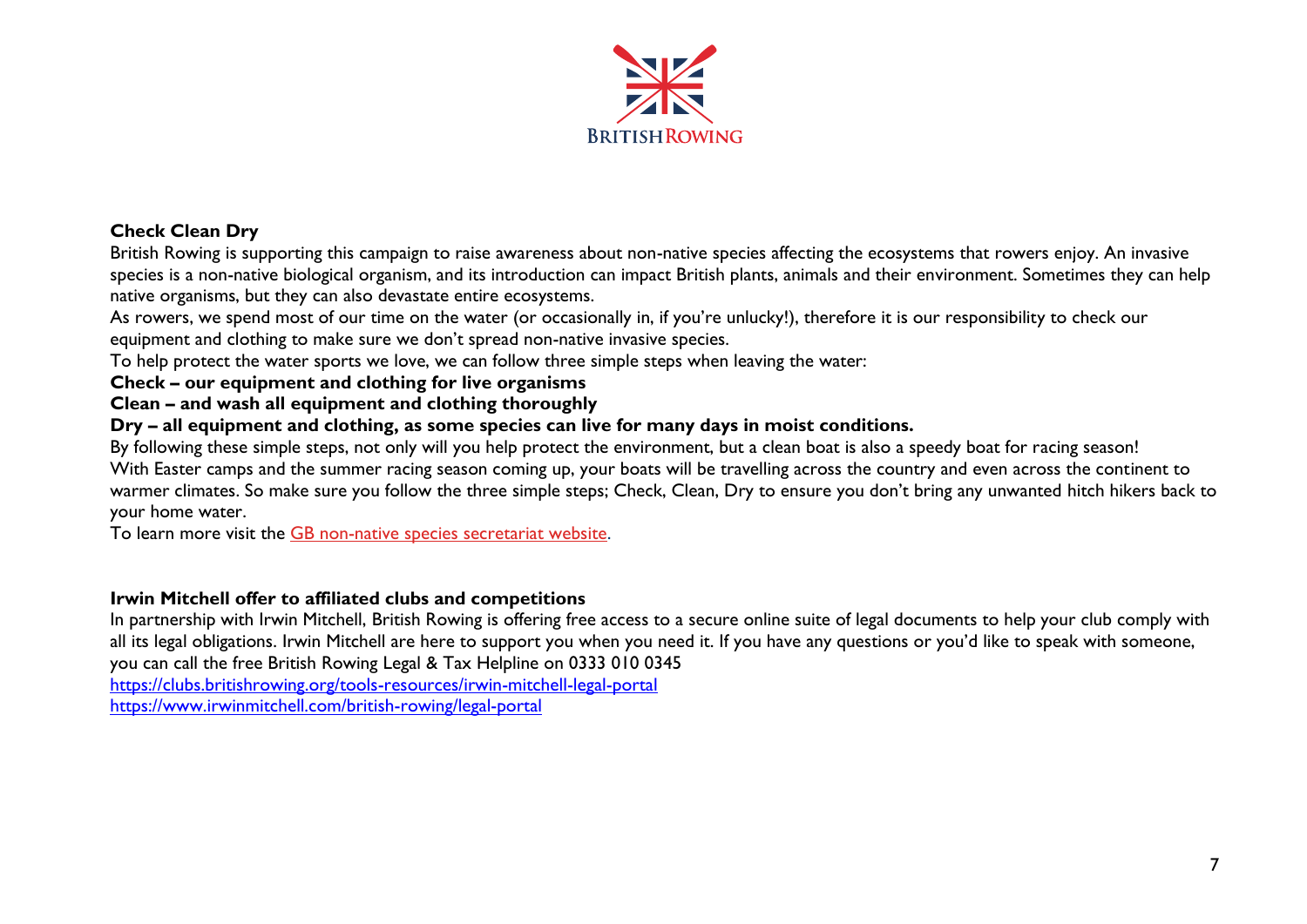**Check Clean Dry**

British Rowing is supporting this campaign to raise awareness about non-native species affecting the ecosystems that rowers enjoy. An invasive species is a non-native biological organism, and its introduction can impact British plants, animals and their environment. Sometimes they can help native organisms, but they can also devastate entire ecosystems.

As rowers, we spend most of our time on the water (or occasionally in, if you're unlucky!), therefore it is our responsibility to check our equipment and clothing to make sure we don't spread non-native invasive species.

To help protect the water sports we love, we can follow three simple steps when leaving the water:

**Check – our equipment and clothing for live organisms**

**Clean – and wash all equipment and clothing thoroughly**

**Dry – all equipment and clothing, as some species can live for many days in moist conditions.**

By following these simple steps, not only will you help protect the environment, but a clean boat is also a speedy boat for racing season!

With Easter camps and the summer racing season coming up, your boats will be travelling across the country and even across the continent to warmer climates. So make sure you follow the three simple steps; Check, Clean, Dry to ensure you don't bring any unwanted hitch hikers back to your home water.

To learn more visit the GB non-native species secretariat website.

**Irwin Mitchell offer to affiliated clubs and competitions**

In partnership with Irwin Mitchell, British Rowing is offering free access to a secure online suite of legal documents to help your club comply with all its legal obligations. Irwin Mitchell are here to support you when you need it. If you have any questions or you'd like to speak with someone, you can call the free British Rowing Legal & Tax Helpline on 0333 010 0345

https://clubs.britishrowing.org/tools-resources/irwin-mitchell-legal-portal

https://www.irwinmitchell.com/british-rowing/legal-portal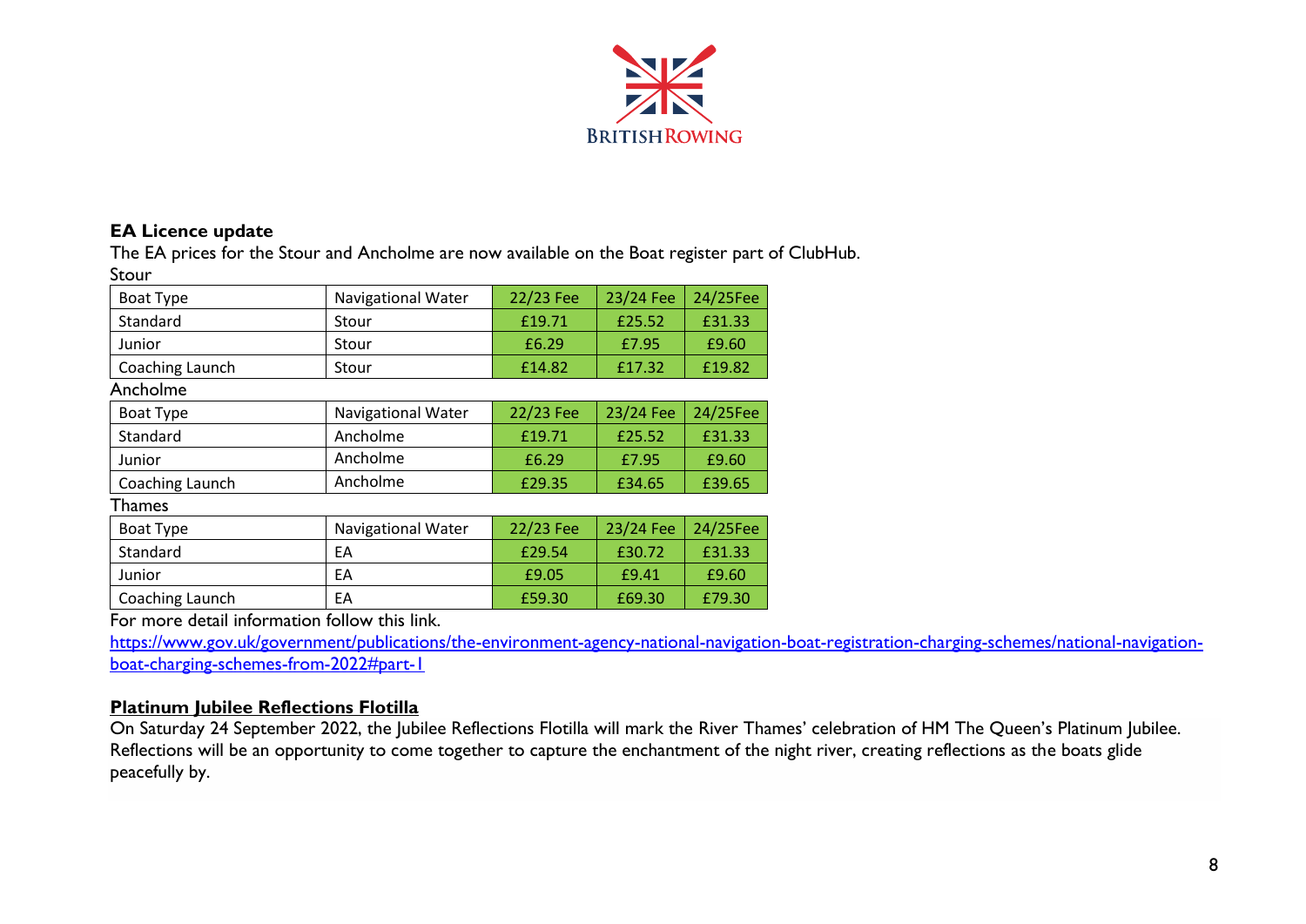## EA Licence update

The EA prices for the Stour and Ancholme are now available on the Boat register part of ClubHub.

Stour

| Boat Type | Navigational Water | 22/23 Fee | 23/24 Fee | 24/25Fee |
|---|---|---|---|---|
| Standard | Stour | £19.71 | £25.52 | £31.33 |
| Junior | Stour | £6.29 | £7.95 | £9.60 |
| Coaching Launch | Stour | £14.82 | £17.32 | £19.82 |

Ancholme

| Boat Type | Navigational Water | 22/23 Fee | 23/24 Fee | 24/25Fee |
|---|---|---|---|---|
| Standard | Ancholme | £19.71 | £25.52 | £31.33 |
| Junior | Ancholme | £6.29 | £7.95 | £9.60 |
| Coaching Launch | Ancholme | £29.35 | £34.65 | £39.65 |

Thames

| Boat Type | Navigational Water | 22/23 Fee | 23/24 Fee | 24/25Fee |
|---|---|---|---|---|
| Standard | EA | £29.54 | £30.72 | £31.33 |
| Junior | EA | £9.05 | £9.41 | £9.60 |
| Coaching Launch | EA | £59.30 | £69.30 | £79.30 |

For more detail information follow this link.

[https://www.gov.uk/government/publications/the-environment-agency-national-navigation-boat-registration-charging-schemes/national-navigation-boat-charging-schemes-from-2022#part-1](https://www.gov.uk/government/publications/the-environment-agency-national-navigation-boat-registration-charging-schemes/national-navigation-boat-charging-schemes-from-2022#part-1)

## Platinum Jubilee Reflections Flotilla

On Saturday 24 September 2022, the Jubilee Reflections Flotilla will mark the River Thames' celebration of HM The Queen's Platinum Jubilee. Reflections will be an opportunity to come together to capture the enchantment of the night river, creating reflections as the boats glide peacefully by.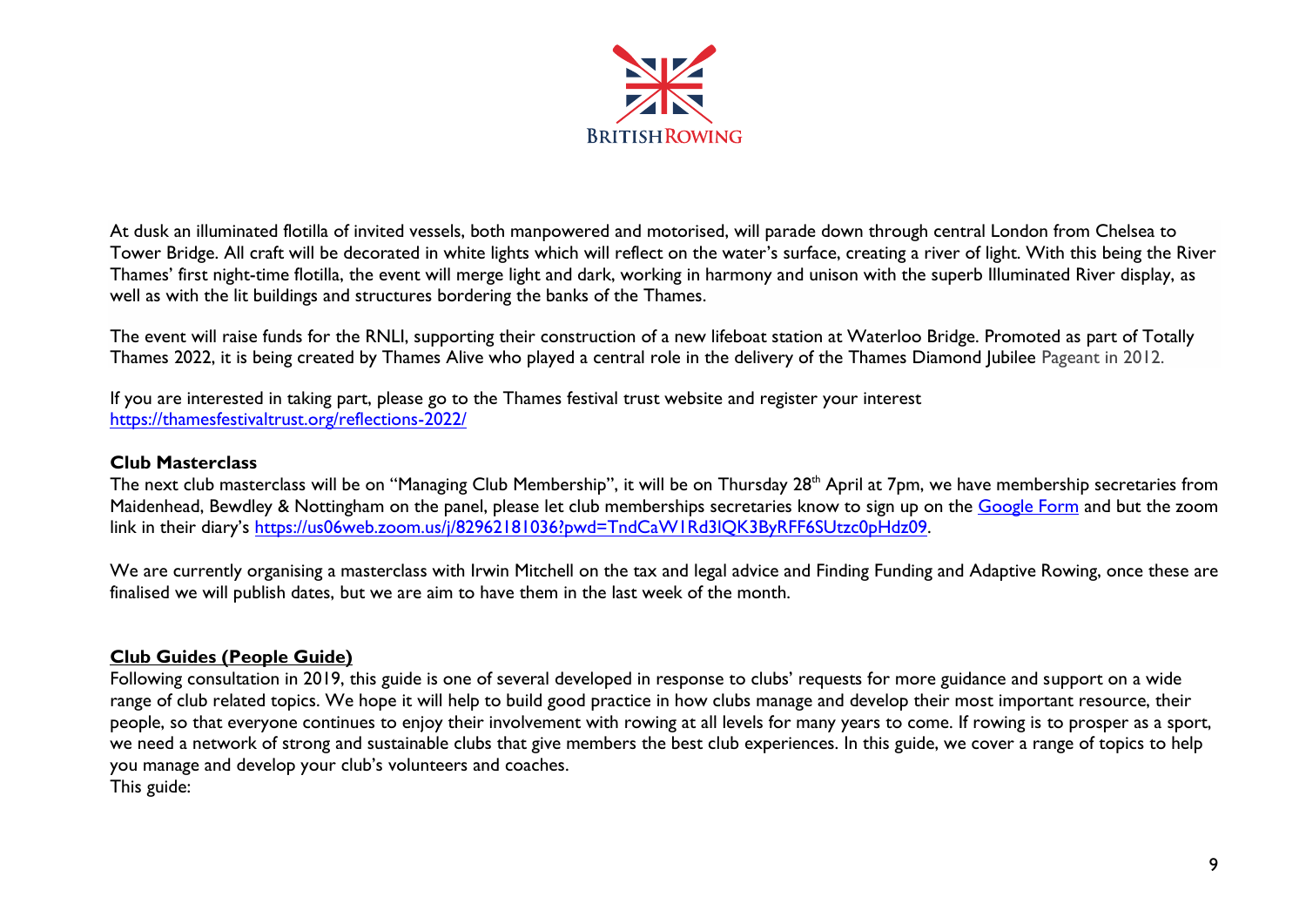At dusk an illuminated flotilla of invited vessels, both manpowered and motorised, will parade down through central London from Chelsea to Tower Bridge. All craft will be decorated in white lights which will reflect on the water's surface, creating a river of light. With this being the River Thames' first night-time flotilla, the event will merge light and dark, working in harmony and unison with the superb Illuminated River display, as well as with the lit buildings and structures bordering the banks of the Thames.

The event will raise funds for the RNLI, supporting their construction of a new lifeboat station at Waterloo Bridge. Promoted as part of Totally Thames 2022, it is being created by Thames Alive who played a central role in the delivery of the Thames Diamond Jubilee Pageant in 2012.

If you are interested in taking part, please go to the Thames festival trust website and register your interest
https://thamesfestivaltrust.org/reflections-2022/

**Club Masterclass**

The next club masterclass will be on "Managing Club Membership", it will be on Thursday 28th April at 7pm, we have membership secretaries from Maidenhead, Bewdley & Nottingham on the panel, please let club memberships secretaries know to sign up on the Google Form and but the zoom link in their diary's https://us06web.zoom.us/j/82962181036?pwd=TndCaW1Rd3lQK3ByRFF6SUtzc0pHdz09.

We are currently organising a masterclass with Irwin Mitchell on the tax and legal advice and Finding Funding and Adaptive Rowing, once these are finalised we will publish dates, but we are aim to have them in the last week of the month.

**Club Guides (People Guide)**

Following consultation in 2019, this guide is one of several developed in response to clubs' requests for more guidance and support on a wide range of club related topics. We hope it will help to build good practice in how clubs manage and develop their most important resource, their people, so that everyone continues to enjoy their involvement with rowing at all levels for many years to come. If rowing is to prosper as a sport, we need a network of strong and sustainable clubs that give members the best club experiences. In this guide, we cover a range of topics to help you manage and develop your club's volunteers and coaches.
This guide: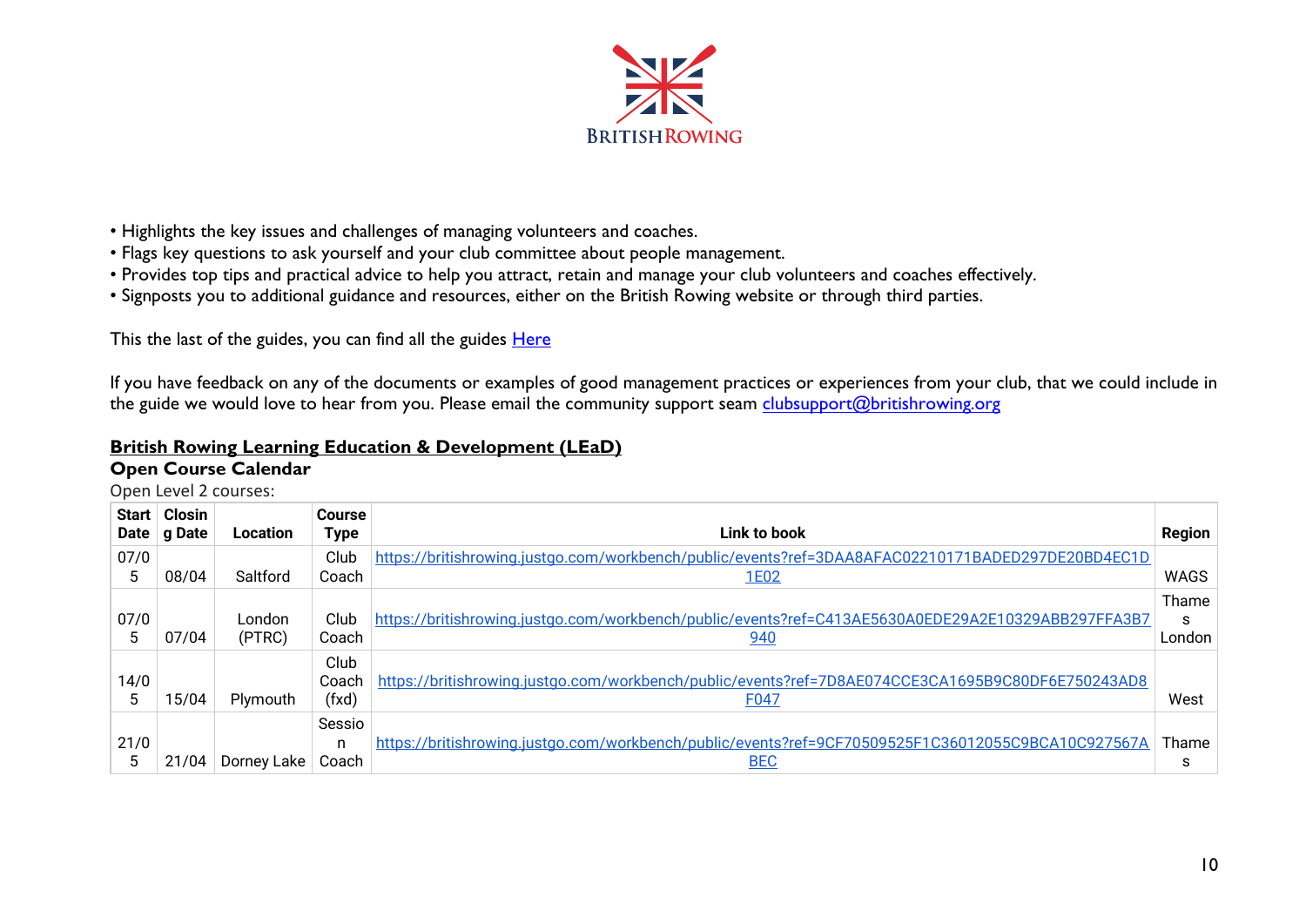- Highlights the key issues and challenges of managing volunteers and coaches.
- Flags key questions to ask yourself and your club committee about people management.
- Provides top tips and practical advice to help you attract, retain and manage your club volunteers and coaches effectively.
- Signposts you to additional guidance and resources, either on the British Rowing website or through third parties.

This the last of the guides, you can find all the guides Here

If you have feedback on any of the documents or examples of good management practices or experiences from your club, that we could include in the guide we would love to hear from you. Please email the community support seam clubsupport@britishrowing.org

**British Rowing Learning Education & Development (LEaD)**

**Open Course Calendar**

Open Level 2 courses:

| Start Date | Closing Date | Location | Course Type | Link to book | Region |
|---|---|---|---|---|---|
| 07/05 | 08/04 | Saltford | Club Coach | https://britishrowing.justgo.com/workbench/public/events?ref=3DAA8AFAC02210171BADED297DE20BD4EC1D1E02 | WAGS |
| 07/05 | 07/04 | London (PTRC) | Club Coach | https://britishrowing.justgo.com/workbench/public/events?ref=C413AE5630A0EDE29A2E10329ABB297FFA3B7940 | Thames London |
| 14/05 | 15/04 | Plymouth | Club Coach (fxd) | https://britishrowing.justgo.com/workbench/public/events?ref=7D8AE074CCE3CA1695B9C80DF6E750243AD8F047 | West |
| 21/05 | 21/04 | Dorney Lake | Session Coach | https://britishrowing.justgo.com/workbench/public/events?ref=9CF70509525F1C36012055C9BCA10C927567ABEC | Thames |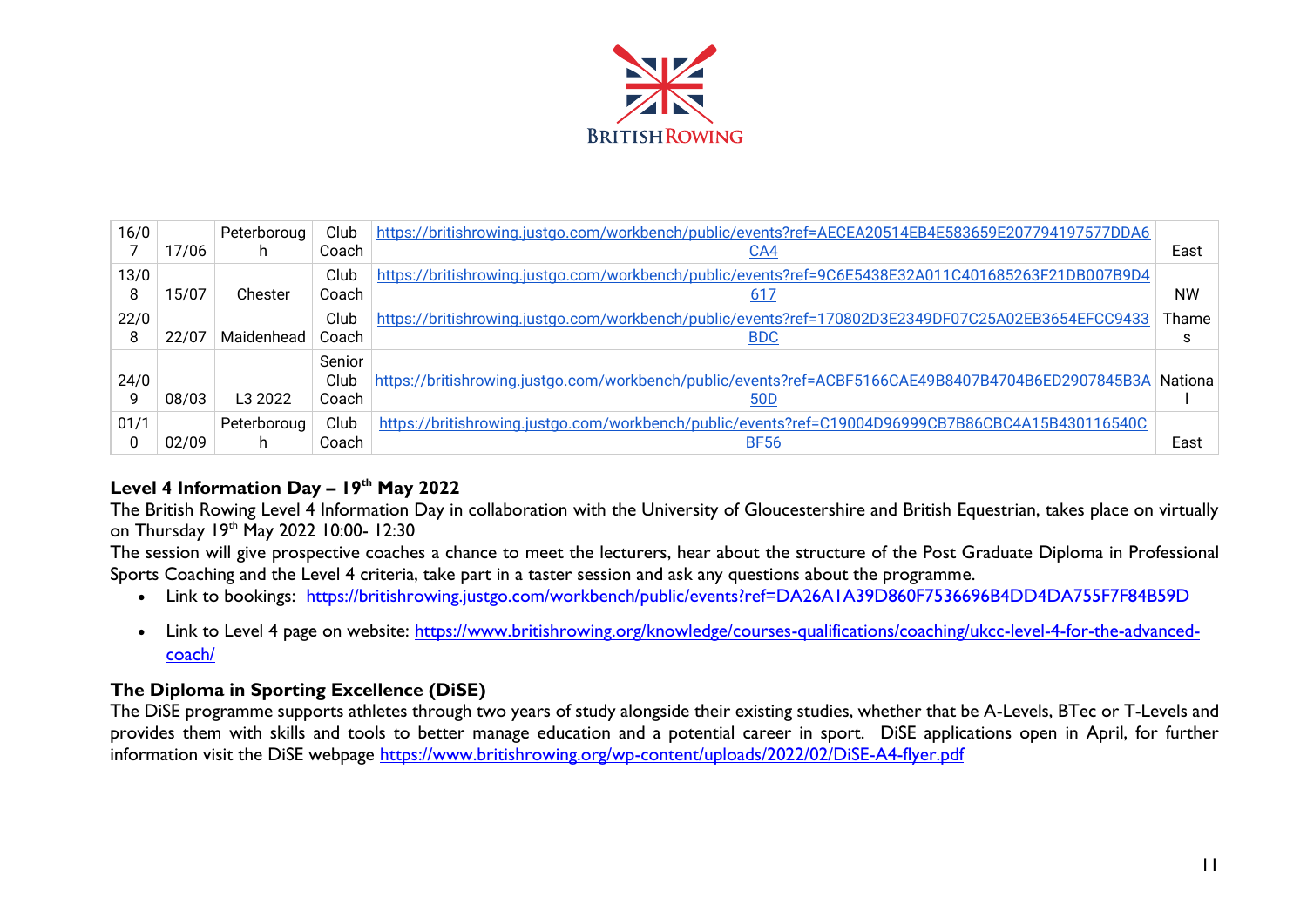| 16/07 | 17/06 | Peterborough | Club Coach | https://britishrowing.justgo.com/workbench/public/events?ref=AECEA20514EB4E583659E207794197577DDA6CA4 | East |
|---|---|---|---|---|---|
| 13/08 | 15/07 | Chester | Club Coach | https://britishrowing.justgo.com/workbench/public/events?ref=9C6E5438E32A011C401685263F21DB007B9D4617 | NW |
| 22/08 | 22/07 | Maidenhead | Club Coach | https://britishrowing.justgo.com/workbench/public/events?ref=170802D3E2349DF07C25A02EB3654EFCC9433BDC | Thames |
| 24/09 | 08/03 | L3 2022 | Senior Club Coach | https://britishrowing.justgo.com/workbench/public/events?ref=ACBF5166CAE49B8407B4704B6ED2907845B3A50D | National |
| 01/10 | 02/09 | Peterborough | Club Coach | https://britishrowing.justgo.com/workbench/public/events?ref=C19004D96999CB7B86CBC4A15B430116540CBF56 | East |

**Level 4 Information Day – 19th May 2022**

The British Rowing Level 4 Information Day in collaboration with the University of Gloucestershire and British Equestrian, takes place on virtually on Thursday 19th May 2022 10:00- 12:30

The session will give prospective coaches a chance to meet the lecturers, hear about the structure of the Post Graduate Diploma in Professional Sports Coaching and the Level 4 criteria, take part in a taster session and ask any questions about the programme.

- Link to bookings: https://britishrowing.justgo.com/workbench/public/events?ref=DA26A1A39D860F7536696B4DD4DA755F7F84B59D
- Link to Level 4 page on website: https://www.britishrowing.org/knowledge/courses-qualifications/coaching/ukcc-level-4-for-the-advanced-coach/

**The Diploma in Sporting Excellence (DiSE)**

The DiSE programme supports athletes through two years of study alongside their existing studies, whether that be A-Levels, BTec or T-Levels and provides them with skills and tools to better manage education and a potential career in sport. DiSE applications open in April, for further information visit the DiSE webpage https://www.britishrowing.org/wp-content/uploads/2022/02/DiSE-A4-flyer.pdf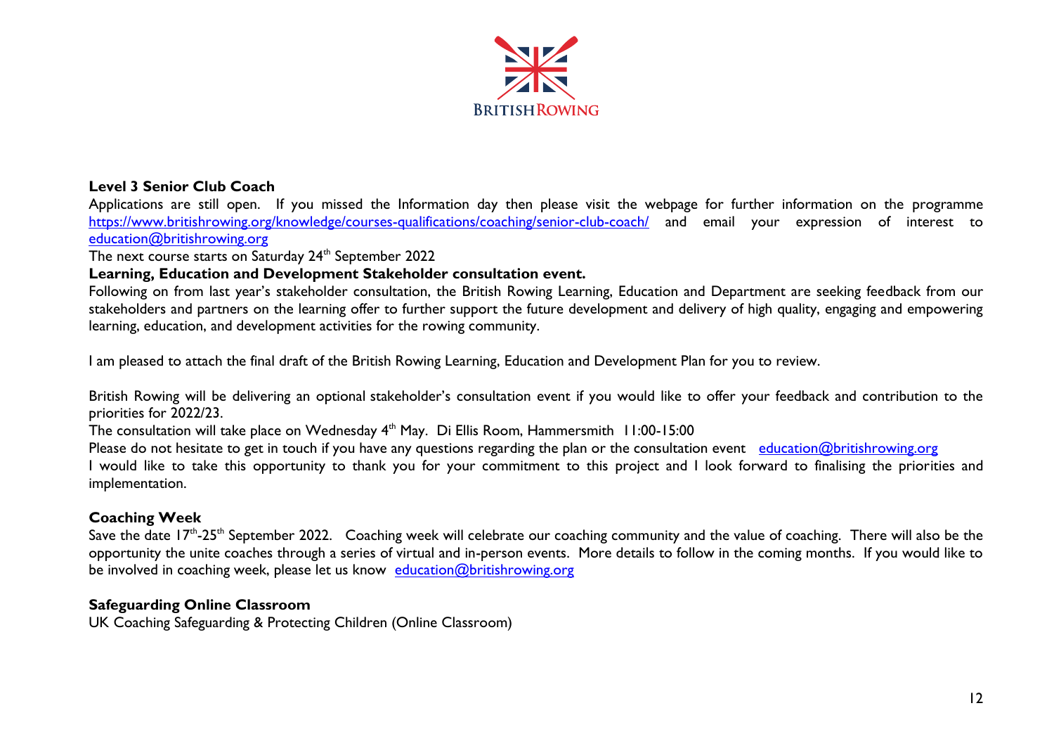**Level 3 Senior Club Coach**

Applications are still open. If you missed the Information day then please visit the webpage for further information on the programme https://www.britishrowing.org/knowledge/courses-qualifications/coaching/senior-club-coach/ and email your expression of interest to education@britishrowing.org

The next course starts on Saturday 24th September 2022

**Learning, Education and Development Stakeholder consultation event.**

Following on from last year's stakeholder consultation, the British Rowing Learning, Education and Department are seeking feedback from our stakeholders and partners on the learning offer to further support the future development and delivery of high quality, engaging and empowering learning, education, and development activities for the rowing community.

I am pleased to attach the final draft of the British Rowing Learning, Education and Development Plan for you to review.

British Rowing will be delivering an optional stakeholder's consultation event if you would like to offer your feedback and contribution to the priorities for 2022/23.

The consultation will take place on Wednesday 4th May. Di Ellis Room, Hammersmith 11:00-15:00

Please do not hesitate to get in touch if you have any questions regarding the plan or the consultation event education@britishrowing.org

I would like to take this opportunity to thank you for your commitment to this project and I look forward to finalising the priorities and implementation.

**Coaching Week**

Save the date 17th-25th September 2022. Coaching week will celebrate our coaching community and the value of coaching. There will also be the opportunity the unite coaches through a series of virtual and in-person events. More details to follow in the coming months. If you would like to be involved in coaching week, please let us know education@britishrowing.org

**Safeguarding Online Classroom**

UK Coaching Safeguarding & Protecting Children (Online Classroom)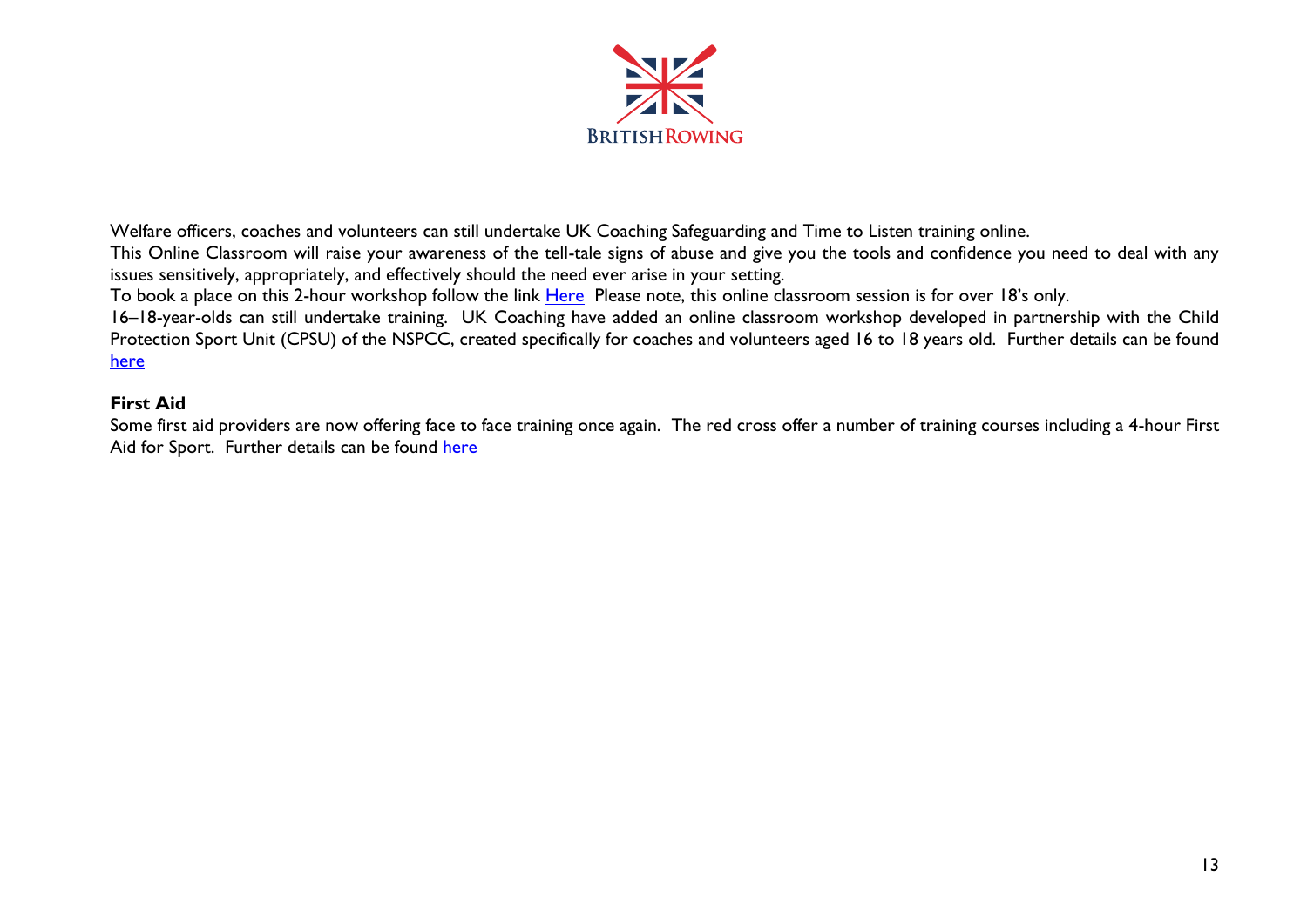Welfare officers, coaches and volunteers can still undertake UK Coaching Safeguarding and Time to Listen training online.

This Online Classroom will raise your awareness of the tell-tale signs of abuse and give you the tools and confidence you need to deal with any issues sensitively, appropriately, and effectively should the need ever arise in your setting.

To book a place on this 2-hour workshop follow the link Here Please note, this online classroom session is for over 18's only.

16–18-year-olds can still undertake training. UK Coaching have added an online classroom workshop developed in partnership with the Child Protection Sport Unit (CPSU) of the NSPCC, created specifically for coaches and volunteers aged 16 to 18 years old. Further details can be found here

**First Aid**

Some first aid providers are now offering face to face training once again. The red cross offer a number of training courses including a 4-hour First Aid for Sport. Further details can be found here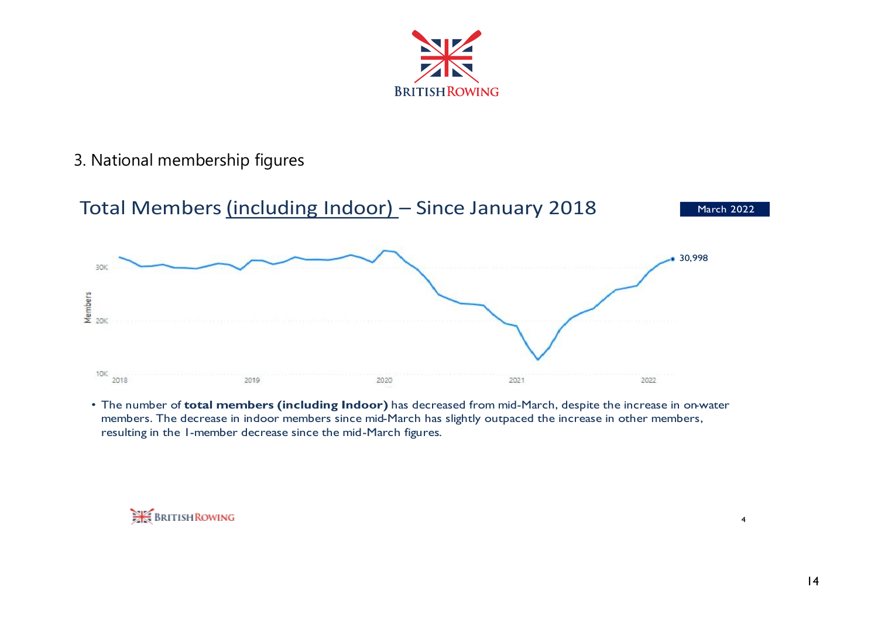## 3. National membership figures

### Total Members (including Indoor) – Since January 2018

March 2022

- The number of **total members (including Indoor)** has decreased from mid-March, despite the increase in on-water members. The decrease in indoor members since mid-March has slightly outpaced the increase in other members, resulting in the 1-member decrease since the mid-March figures.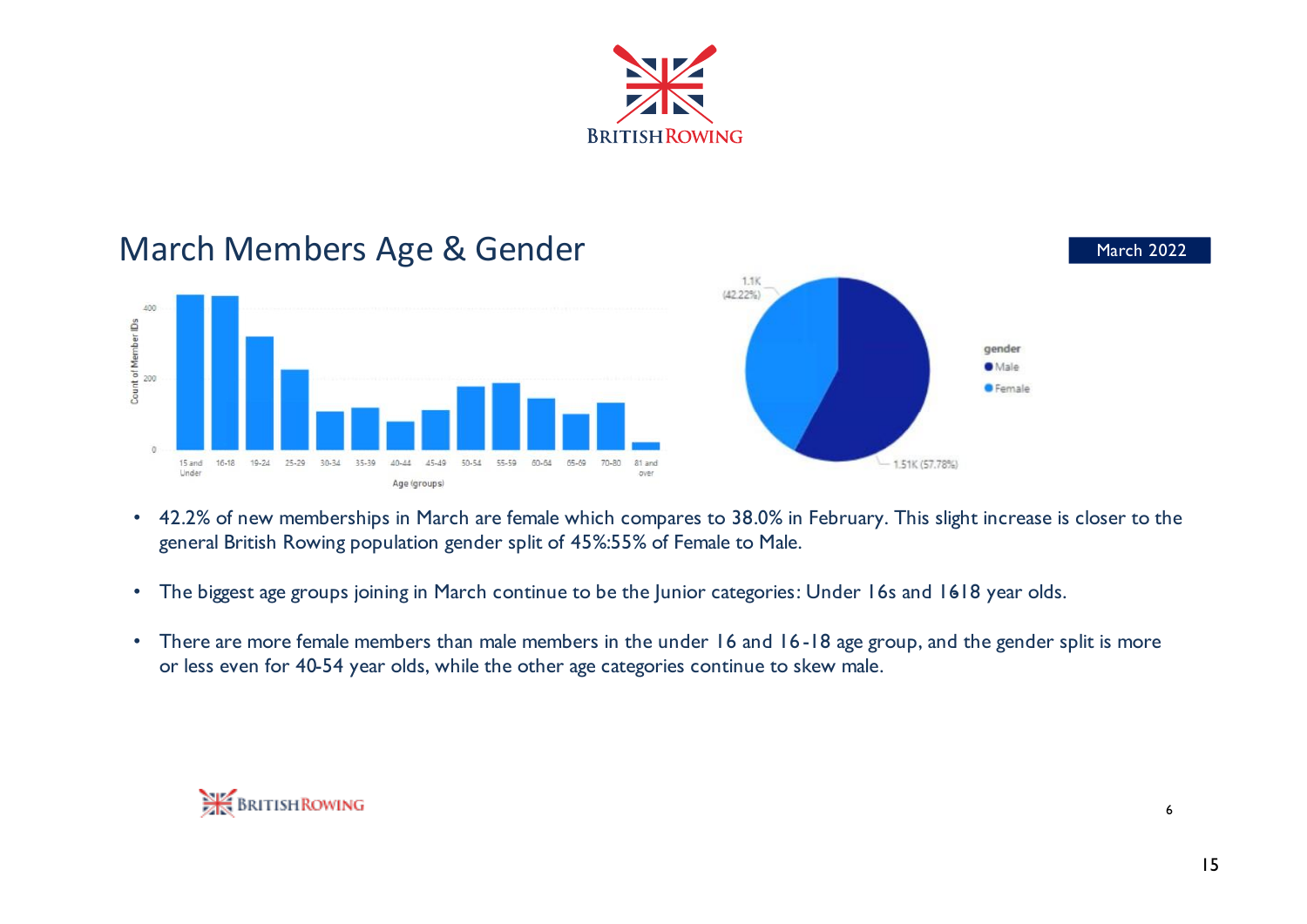## March Members Age & Gender

March 2022

- 42.2% of new memberships in March are female which compares to 38.0% in February. This slight increase is closer to the general British Rowing population gender split of 45%:55% of Female to Male.
- The biggest age groups joining in March continue to be the Junior categories: Under 16s and 1618 year olds.
- There are more female members than male members in the under 16 and 16-18 age group, and the gender split is more or less even for 40-54 year olds, while the other age categories continue to skew male.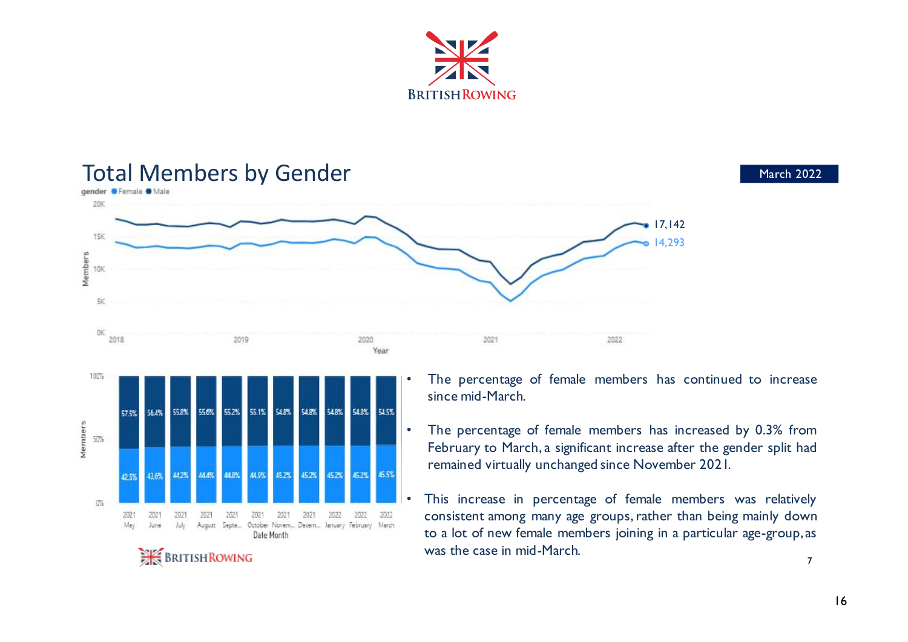# Total Members by Gender

March 2022

gender ● Female ● Male

17,142

14,293

| | 2021 May | 2021 June | 2021 July | 2021 August | 2021 Septe... | 2021 October | 2021 Novem... | 2021 Decem... | 2022 January | 2022 February | 2022 March |
|---|---|---|---|---|---|---|---|---|---|---|---|
| Male | 57.5% | 56.4% | 55.8% | 55.6% | 55.2% | 55.1% | 54.8% | 54.8% | 54.8% | 54.8% | 54.5% |
| Female | 42.5% | 43.6% | 44.2% | 44.4% | 44.8% | 44.9% | 45.2% | 45.2% | 45.2% | 45.2% | 45.5% |

- The percentage of female members has continued to increase since mid-March.
- The percentage of female members has increased by 0.3% from February to March, a significant increase after the gender split had remained virtually unchanged since November 2021.
- This increase in percentage of female members was relatively consistent among many age groups, rather than being mainly down to a lot of new female members joining in a particular age-group, as was the case in mid-March.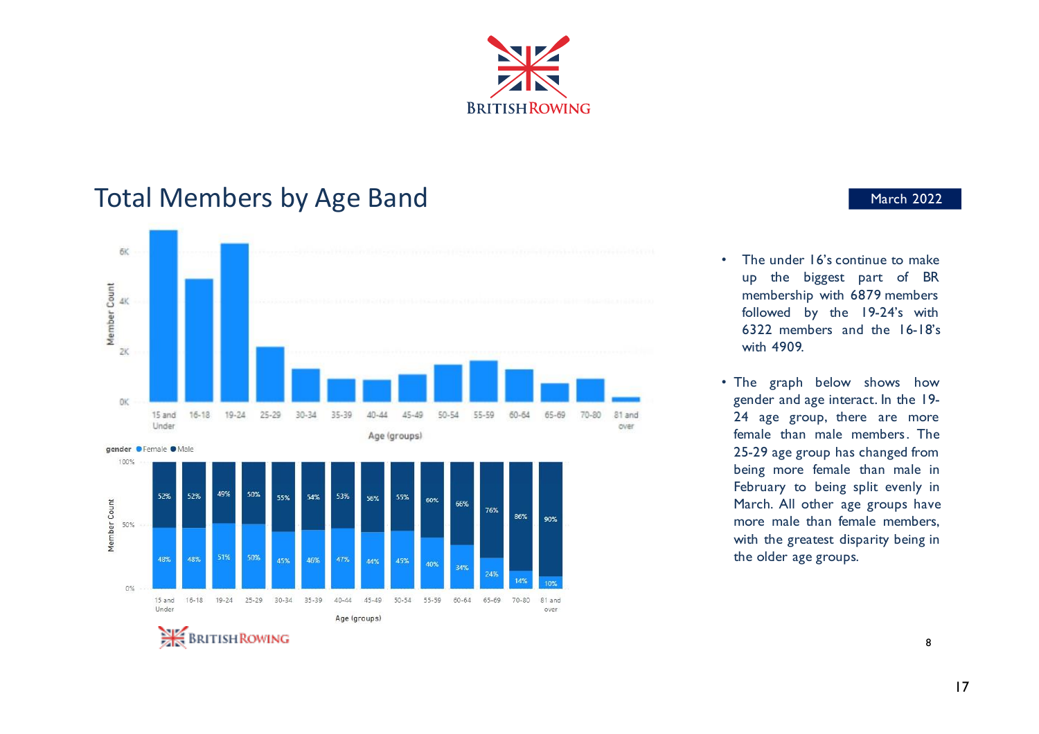# Total Members by Age Band

March 2022

| Age (groups) | 15 and Under | 16-18 | 19-24 | 25-29 | 30-34 | 35-39 | 40-44 | 45-49 | 50-54 | 55-59 | 60-64 | 65-69 | 70-80 | 81 and over |
|---|---|---|---|---|---|---|---|---|---|---|---|---|---|---|
| Male | 52% | 52% | 49% | 50% | 55% | 54% | 53% | 56% | 55% | 60% | 66% | 76% | 86% | 90% |
| Female | 48% | 48% | 51% | 50% | 45% | 46% | 47% | 44% | 45% | 40% | 34% | 24% | 14% | 10% |

- The under 16's continue to make up the biggest part of BR membership with 6879 members followed by the 19-24's with 6322 members and the 16-18's with 4909.

- The graph below shows how gender and age interact. In the 19-24 age group, there are more female than male members. The 25-29 age group has changed from being more female than male in February to being split evenly in March. All other age groups have more male than female members, with the greatest disparity being in the older age groups.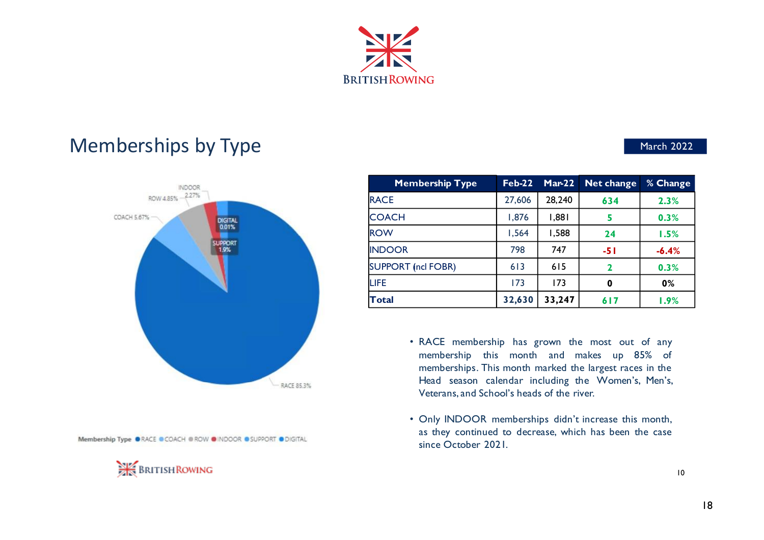## Memberships by Type

March 2022

| Membership Type | Feb-22 | Mar-22 | Net change | % Change |
|---|---|---|---|---|
| RACE | 27,606 | 28,240 | 634 | 2.3% |
| COACH | 1,876 | 1,881 | 5 | 0.3% |
| ROW | 1,564 | 1,588 | 24 | 1.5% |
| INDOOR | 798 | 747 | -51 | -6.4% |
| SUPPORT (ncl FOBR) | 613 | 615 | 2 | 0.3% |
| LIFE | 173 | 173 | 0 | 0% |
| **Total** | **32,630** | **33,247** | **617** | **1.9%** |

- RACE membership has grown the most out of any membership this month and makes up 85% of memberships. This month marked the largest races in the Head season calendar including the Women's, Men's, Veterans, and School's heads of the river.
- Only INDOOR memberships didn't increase this month, as they continued to decrease, which has been the case since October 2021.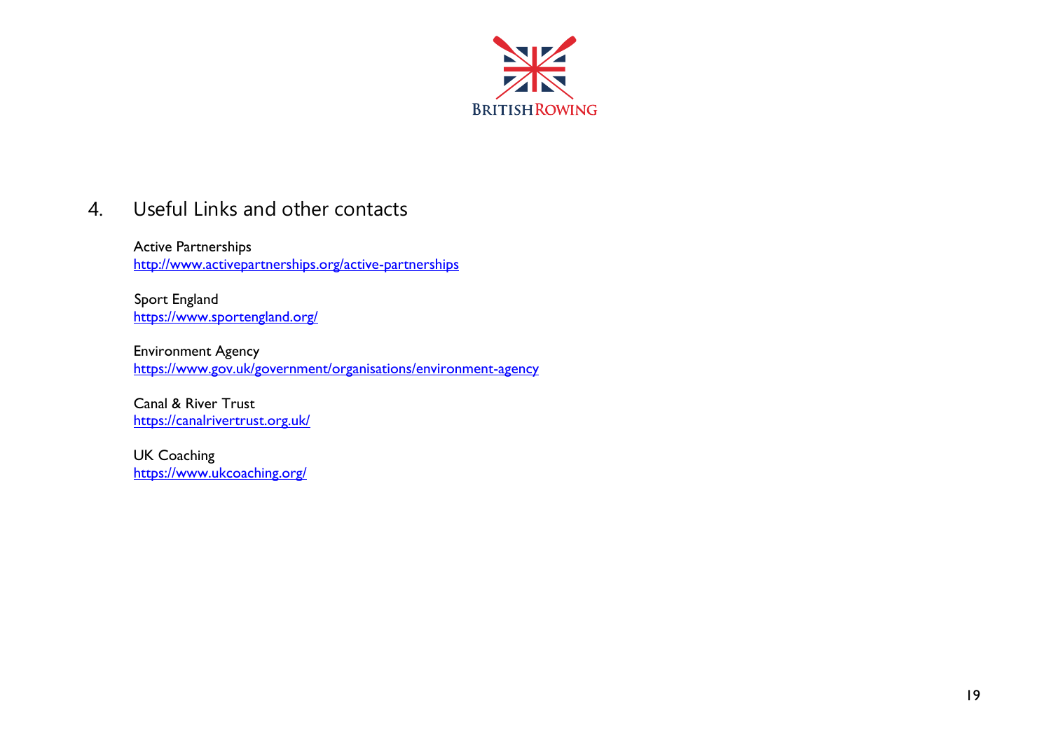## 4. Useful Links and other contacts

Active Partnerships
http://www.activepartnerships.org/active-partnerships

Sport England
https://www.sportengland.org/

Environment Agency
https://www.gov.uk/government/organisations/environment-agency

Canal & River Trust
https://canalrivertrust.org.uk/

UK Coaching
https://www.ukcoaching.org/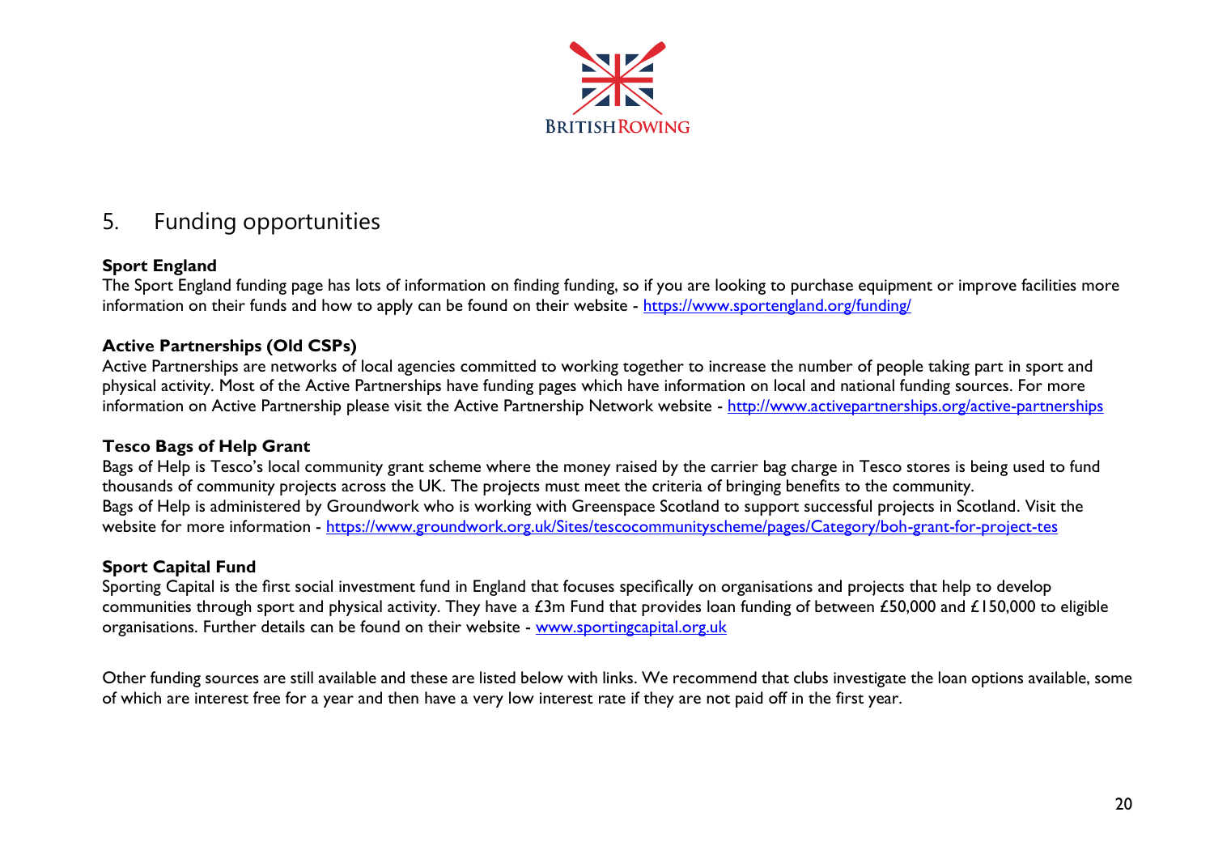## 5. Funding opportunities

**Sport England**

The Sport England funding page has lots of information on finding funding, so if you are looking to purchase equipment or improve facilities more information on their funds and how to apply can be found on their website - https://www.sportengland.org/funding/

**Active Partnerships (Old CSPs)**

Active Partnerships are networks of local agencies committed to working together to increase the number of people taking part in sport and physical activity. Most of the Active Partnerships have funding pages which have information on local and national funding sources. For more information on Active Partnership please visit the Active Partnership Network website - http://www.activepartnerships.org/active-partnerships

**Tesco Bags of Help Grant**

Bags of Help is Tesco's local community grant scheme where the money raised by the carrier bag charge in Tesco stores is being used to fund thousands of community projects across the UK. The projects must meet the criteria of bringing benefits to the community.
Bags of Help is administered by Groundwork who is working with Greenspace Scotland to support successful projects in Scotland. Visit the website for more information - https://www.groundwork.org.uk/Sites/tescocommunityscheme/pages/Category/boh-grant-for-project-tes

**Sport Capital Fund**

Sporting Capital is the first social investment fund in England that focuses specifically on organisations and projects that help to develop communities through sport and physical activity. They have a £3m Fund that provides loan funding of between £50,000 and £150,000 to eligible organisations. Further details can be found on their website - www.sportingcapital.org.uk

Other funding sources are still available and these are listed below with links. We recommend that clubs investigate the loan options available, some of which are interest free for a year and then have a very low interest rate if they are not paid off in the first year.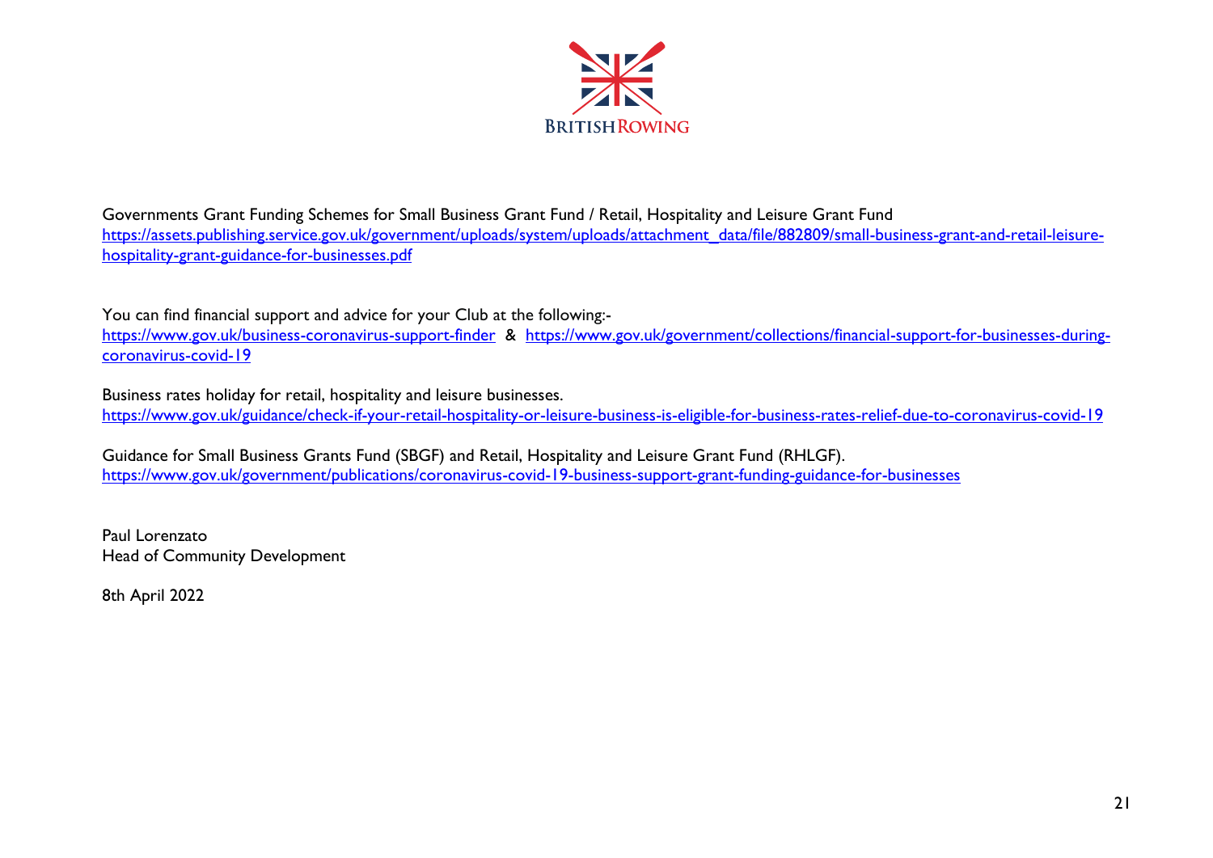Governments Grant Funding Schemes for Small Business Grant Fund / Retail, Hospitality and Leisure Grant Fund
https://assets.publishing.service.gov.uk/government/uploads/system/uploads/attachment_data/file/882809/small-business-grant-and-retail-leisure-hospitality-grant-guidance-for-businesses.pdf

You can find financial support and advice for your Club at the following:-
https://www.gov.uk/business-coronavirus-support-finder & https://www.gov.uk/government/collections/financial-support-for-businesses-during-coronavirus-covid-19

Business rates holiday for retail, hospitality and leisure businesses.
https://www.gov.uk/guidance/check-if-your-retail-hospitality-or-leisure-business-is-eligible-for-business-rates-relief-due-to-coronavirus-covid-19

Guidance for Small Business Grants Fund (SBGF) and Retail, Hospitality and Leisure Grant Fund (RHLGF).
https://www.gov.uk/government/publications/coronavirus-covid-19-business-support-grant-funding-guidance-for-businesses

Paul Lorenzato
Head of Community Development

8th April 2022